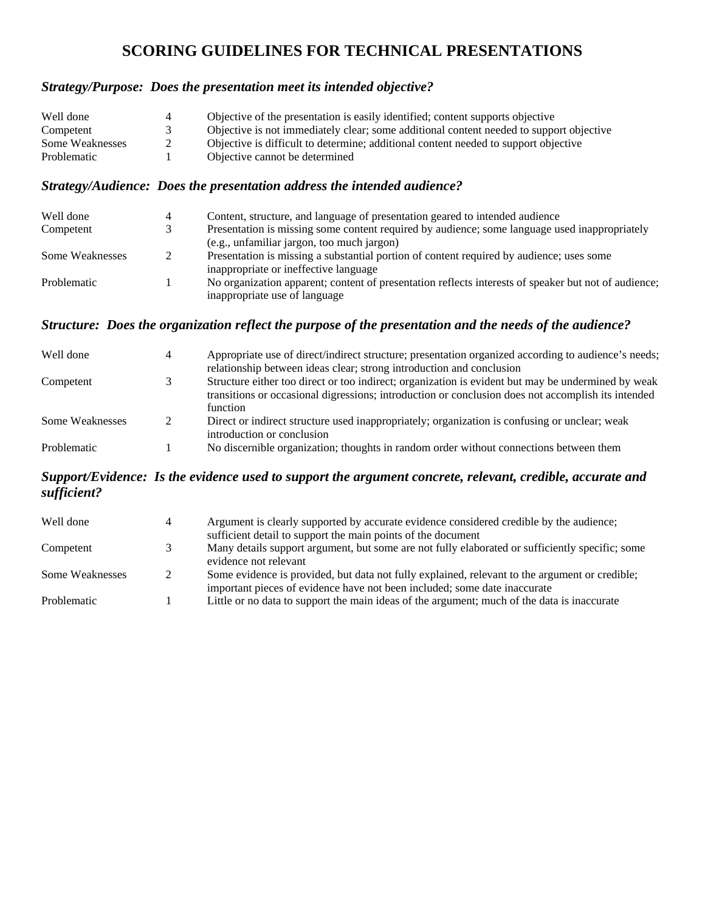# SCORING GUIDELINES FOR TECHNICAL PRESENTATIONS

### *Strategy/Purpose: Does the presentation meet its intended objective?*

| | | |
|---|---|---|
| Well done | 4 | Objective of the presentation is easily identified; content supports objective |
| Competent | 3 | Objective is not immediately clear; some additional content needed to support objective |
| Some Weaknesses | 2 | Objective is difficult to determine; additional content needed to support objective |
| Problematic | 1 | Objective cannot be determined |

### *Strategy/Audience: Does the presentation address the intended audience?*

| | | |
|---|---|---|
| Well done | 4 | Content, structure, and language of presentation geared to intended audience |
| Competent | 3 | Presentation is missing some content required by audience; some language used inappropriately (e.g., unfamiliar jargon, too much jargon) |
| Some Weaknesses | 2 | Presentation is missing a substantial portion of content required by audience; uses some inappropriate or ineffective language |
| Problematic | 1 | No organization apparent; content of presentation reflects interests of speaker but not of audience; inappropriate use of language |

### *Structure: Does the organization reflect the purpose of the presentation and the needs of the audience?*

| | | |
|---|---|---|
| Well done | 4 | Appropriate use of direct/indirect structure; presentation organized according to audience's needs; relationship between ideas clear; strong introduction and conclusion |
| Competent | 3 | Structure either too direct or too indirect; organization is evident but may be undermined by weak transitions or occasional digressions; introduction or conclusion does not accomplish its intended function |
| Some Weaknesses | 2 | Direct or indirect structure used inappropriately; organization is confusing or unclear; weak introduction or conclusion |
| Problematic | 1 | No discernible organization; thoughts in random order without connections between them |

### *Support/Evidence: Is the evidence used to support the argument concrete, relevant, credible, accurate and sufficient?*

| | | |
|---|---|---|
| Well done | 4 | Argument is clearly supported by accurate evidence considered credible by the audience; sufficient detail to support the main points of the document |
| Competent | 3 | Many details support argument, but some are not fully elaborated or sufficiently specific; some evidence not relevant |
| Some Weaknesses | 2 | Some evidence is provided, but data not fully explained, relevant to the argument or credible; important pieces of evidence have not been included; some date inaccurate |
| Problematic | 1 | Little or no data to support the main ideas of the argument; much of the data is inaccurate |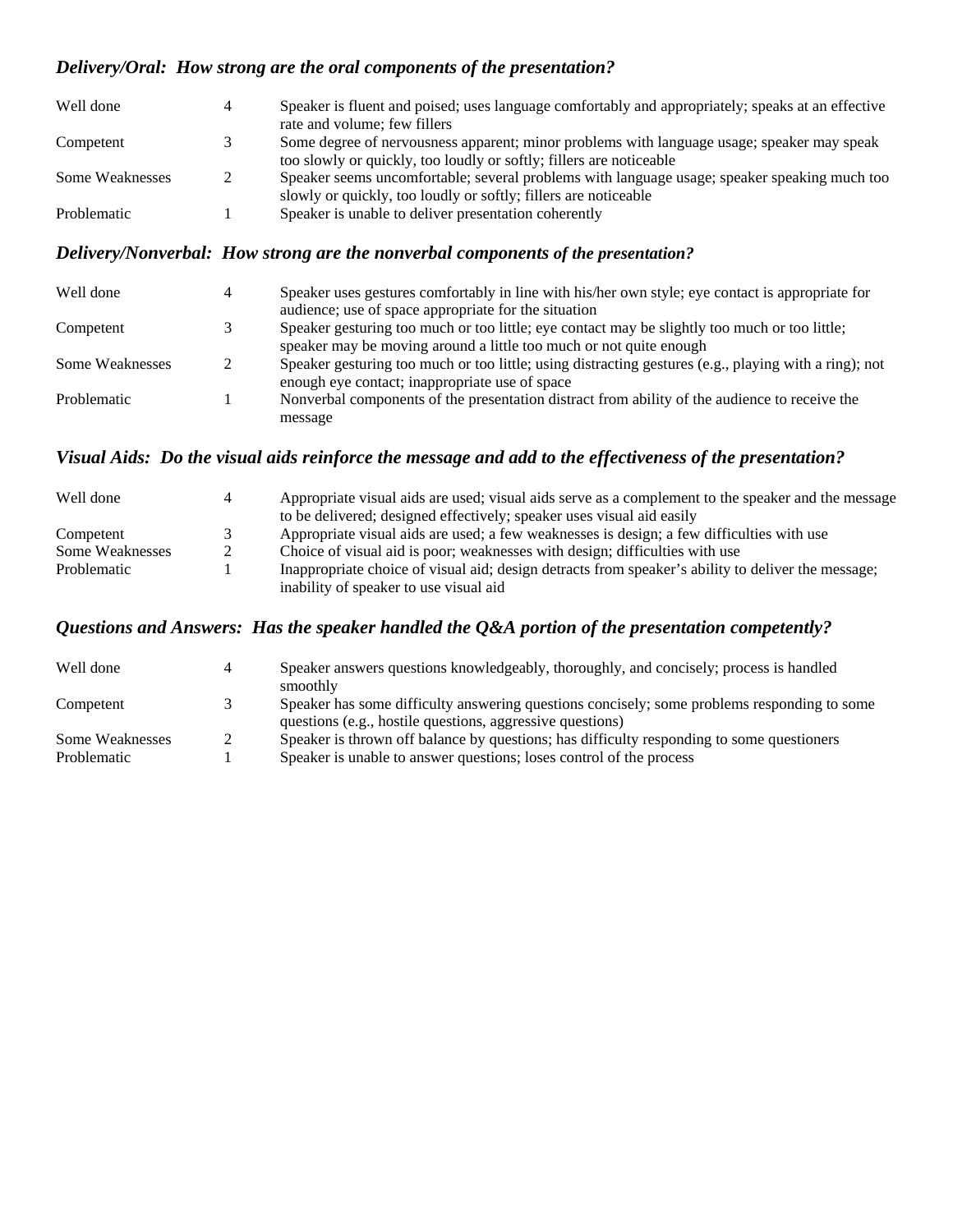### *Delivery/Oral: How strong are the oral components of the presentation?*

| | | |
|---|---|---|
| Well done | 4 | Speaker is fluent and poised; uses language comfortably and appropriately; speaks at an effective rate and volume; few fillers |
| Competent | 3 | Some degree of nervousness apparent; minor problems with language usage; speaker may speak too slowly or quickly, too loudly or softly; fillers are noticeable |
| Some Weaknesses | 2 | Speaker seems uncomfortable; several problems with language usage; speaker speaking much too slowly or quickly, too loudly or softly; fillers are noticeable |
| Problematic | 1 | Speaker is unable to deliver presentation coherently |

### *Delivery/Nonverbal: How strong are the nonverbal components of the presentation?*

| | | |
|---|---|---|
| Well done | 4 | Speaker uses gestures comfortably in line with his/her own style; eye contact is appropriate for audience; use of space appropriate for the situation |
| Competent | 3 | Speaker gesturing too much or too little; eye contact may be slightly too much or too little; speaker may be moving around a little too much or not quite enough |
| Some Weaknesses | 2 | Speaker gesturing too much or too little; using distracting gestures (e.g., playing with a ring); not enough eye contact; inappropriate use of space |
| Problematic | 1 | Nonverbal components of the presentation distract from ability of the audience to receive the message |

### *Visual Aids: Do the visual aids reinforce the message and add to the effectiveness of the presentation?*

| | | |
|---|---|---|
| Well done | 4 | Appropriate visual aids are used; visual aids serve as a complement to the speaker and the message to be delivered; designed effectively; speaker uses visual aid easily |
| Competent | 3 | Appropriate visual aids are used; a few weaknesses is design; a few difficulties with use |
| Some Weaknesses | 2 | Choice of visual aid is poor; weaknesses with design; difficulties with use |
| Problematic | 1 | Inappropriate choice of visual aid; design detracts from speaker's ability to deliver the message; inability of speaker to use visual aid |

### *Questions and Answers: Has the speaker handled the Q&A portion of the presentation competently?*

| | | |
|---|---|---|
| Well done | 4 | Speaker answers questions knowledgeably, thoroughly, and concisely; process is handled smoothly |
| Competent | 3 | Speaker has some difficulty answering questions concisely; some problems responding to some questions (e.g., hostile questions, aggressive questions) |
| Some Weaknesses | 2 | Speaker is thrown off balance by questions; has difficulty responding to some questioners |
| Problematic | 1 | Speaker is unable to answer questions; loses control of the process |